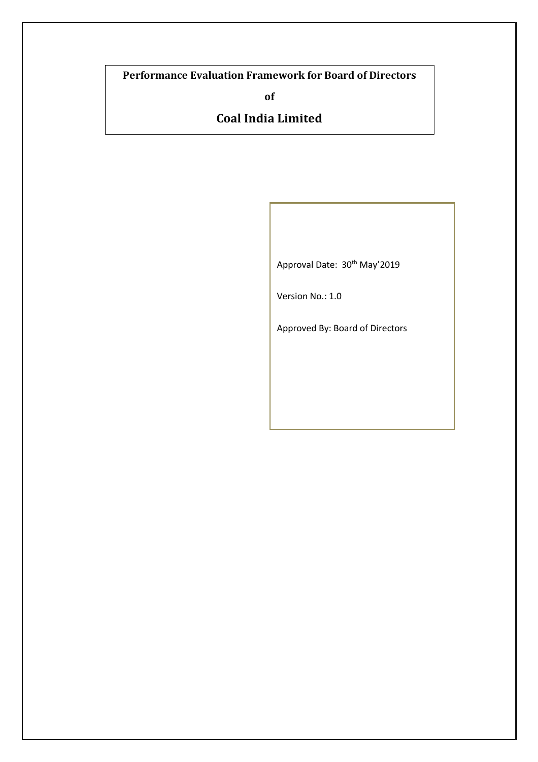# Performance Evaluation Framework for Board of Directors

**of**

## Coal India Limited

Approval Date: 30th May'2019

Version No.: 1.0

Approved By: Board of Directors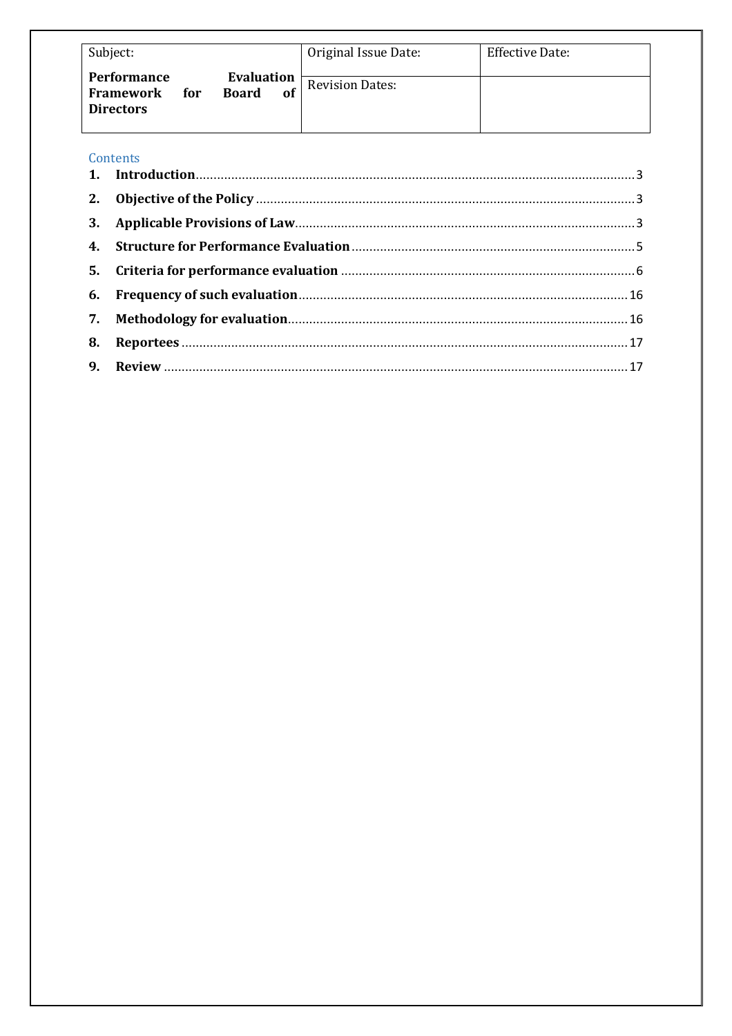| Subject: | Original Issue Date: | Effective Date: |
|---|---|---|
| **Performance Evaluation Framework for Board of Directors** | Revision Dates: | |

## Contents

1. **Introduction** .......... 3
2. **Objective of the Policy** .......... 3
3. **Applicable Provisions of Law** .......... 3
4. **Structure for Performance Evaluation** .......... 5
5. **Criteria for performance evaluation** .......... 6
6. **Frequency of such evaluation** .......... 16
7. **Methodology for evaluation** .......... 16
8. **Reportees** .......... 17
9. **Review** .......... 17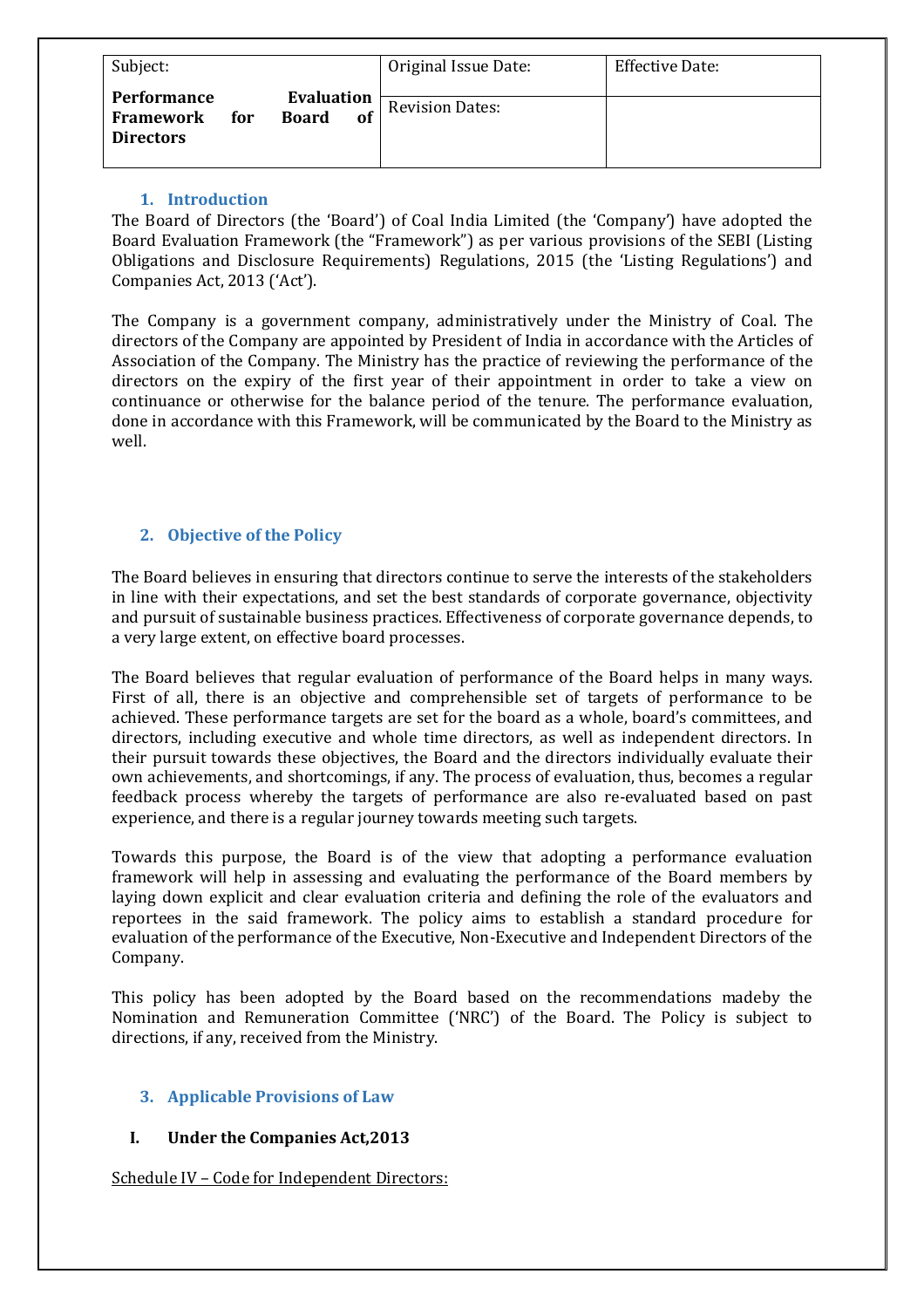| Subject: | Original Issue Date: | Effective Date: |
|---|---|---|
| **Performance Evaluation Framework for Board of Directors** | Revision Dates: | |

## 1. Introduction

The Board of Directors (the 'Board') of Coal India Limited (the 'Company') have adopted the Board Evaluation Framework (the "Framework") as per various provisions of the SEBI (Listing Obligations and Disclosure Requirements) Regulations, 2015 (the 'Listing Regulations') and Companies Act, 2013 ('Act').

The Company is a government company, administratively under the Ministry of Coal. The directors of the Company are appointed by President of India in accordance with the Articles of Association of the Company. The Ministry has the practice of reviewing the performance of the directors on the expiry of the first year of their appointment in order to take a view on continuance or otherwise for the balance period of the tenure. The performance evaluation, done in accordance with this Framework, will be communicated by the Board to the Ministry as well.

## 2. Objective of the Policy

The Board believes in ensuring that directors continue to serve the interests of the stakeholders in line with their expectations, and set the best standards of corporate governance, objectivity and pursuit of sustainable business practices. Effectiveness of corporate governance depends, to a very large extent, on effective board processes.

The Board believes that regular evaluation of performance of the Board helps in many ways. First of all, there is an objective and comprehensible set of targets of performance to be achieved. These performance targets are set for the board as a whole, board's committees, and directors, including executive and whole time directors, as well as independent directors. In their pursuit towards these objectives, the Board and the directors individually evaluate their own achievements, and shortcomings, if any. The process of evaluation, thus, becomes a regular feedback process whereby the targets of performance are also re-evaluated based on past experience, and there is a regular journey towards meeting such targets.

Towards this purpose, the Board is of the view that adopting a performance evaluation framework will help in assessing and evaluating the performance of the Board members by laying down explicit and clear evaluation criteria and defining the role of the evaluators and reportees in the said framework. The policy aims to establish a standard procedure for evaluation of the performance of the Executive, Non-Executive and Independent Directors of the Company.

This policy has been adopted by the Board based on the recommendations madeby the Nomination and Remuneration Committee ('NRC') of the Board. The Policy is subject to directions, if any, received from the Ministry.

## 3. Applicable Provisions of Law

### I. Under the Companies Act,2013

Schedule IV – Code for Independent Directors: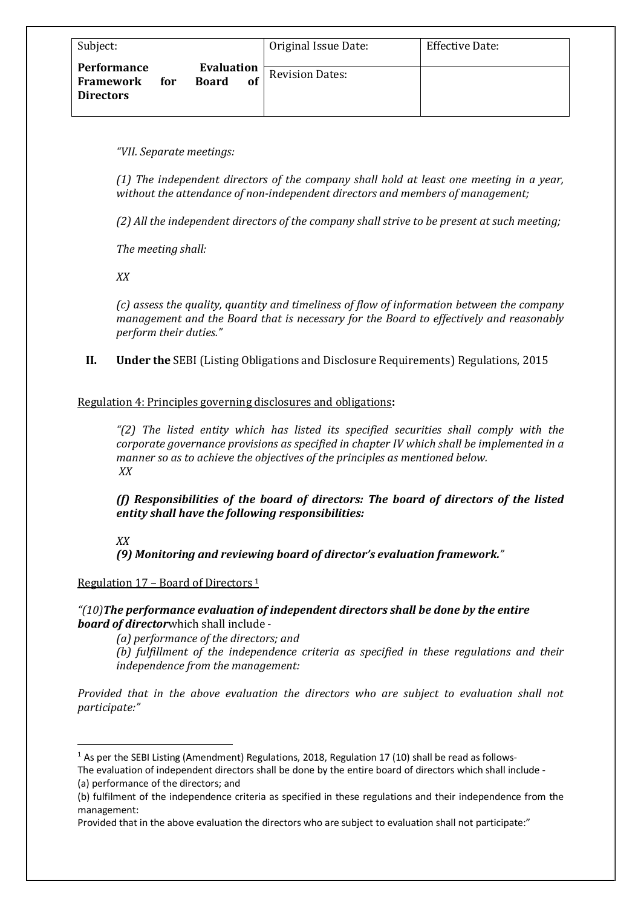| Subject: | Original Issue Date: | Effective Date: |
|---|---|---|
| **Performance Evaluation Framework for Board of Directors** | Revision Dates: | |

*"VII. Separate meetings:*

*(1) The independent directors of the company shall hold at least one meeting in a year, without the attendance of non-independent directors and members of management;*

*(2) All the independent directors of the company shall strive to be present at such meeting;*

*The meeting shall:*

*XX*

*(c) assess the quality, quantity and timeliness of flow of information between the company management and the Board that is necessary for the Board to effectively and reasonably perform their duties."*

**II. Under the** SEBI (Listing Obligations and Disclosure Requirements) Regulations, 2015

Regulation 4: Principles governing disclosures and obligations**:**

*"(2) The listed entity which has listed its specified securities shall comply with the corporate governance provisions as specified in chapter IV which shall be implemented in a manner so as to achieve the objectives of the principles as mentioned below.*
*XX*

***(f) Responsibilities of the board of directors: The board of directors of the listed entity shall have the following responsibilities:***

*XX*
***(9) Monitoring and reviewing board of director's evaluation framework.****"*

Regulation 17 – Board of Directors [1]

*"(10)**The performance evaluation of independent directors shall be done by the entire board of director***which shall include -

*(a) performance of the directors; and*

*(b) fulfillment of the independence criteria as specified in these regulations and their independence from the management:*

*Provided that in the above evaluation the directors who are subject to evaluation shall not participate:"*

---

[1] As per the SEBI Listing (Amendment) Regulations, 2018, Regulation 17 (10) shall be read as follows-
The evaluation of independent directors shall be done by the entire board of directors which shall include -
(a) performance of the directors; and
(b) fulfilment of the independence criteria as specified in these regulations and their independence from the management:
Provided that in the above evaluation the directors who are subject to evaluation shall not participate:"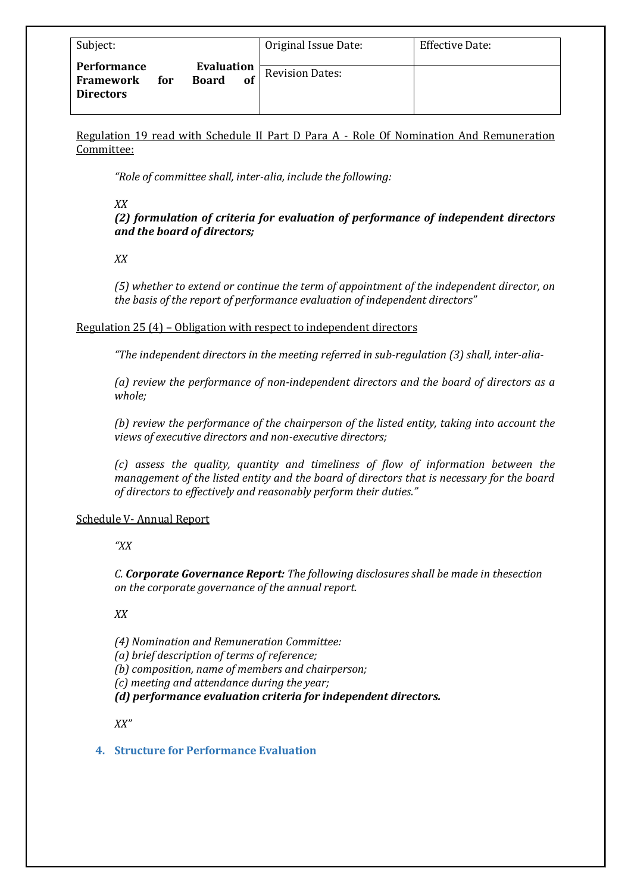| Subject: | Original Issue Date: | Effective Date: |
|---|---|---|
| **Performance Evaluation Framework for Board of Directors** | Revision Dates: | |

Regulation 19 read with Schedule II Part D Para A - Role Of Nomination And Remuneration Committee:

> *"Role of committee shall, inter-alia, include the following:*
>
> *XX*
>
> ***(2) formulation of criteria for evaluation of performance of independent directors and the board of directors;***
>
> *XX*
>
> *(5) whether to extend or continue the term of appointment of the independent director, on the basis of the report of performance evaluation of independent directors"*

Regulation 25 (4) – Obligation with respect to independent directors

> *"The independent directors in the meeting referred in sub-regulation (3) shall, inter-alia-*
>
> *(a) review the performance of non-independent directors and the board of directors as a whole;*
>
> *(b) review the performance of the chairperson of the listed entity, taking into account the views of executive directors and non-executive directors;*
>
> *(c) assess the quality, quantity and timeliness of flow of information between the management of the listed entity and the board of directors that is necessary for the board of directors to effectively and reasonably perform their duties."*

Schedule V- Annual Report

> *"XX*
>
> *C.* ***Corporate Governance Report:*** *The following disclosures shall be made in thesection on the corporate governance of the annual report.*
>
> *XX*
>
> *(4) Nomination and Remuneration Committee:*
> *(a) brief description of terms of reference;*
> *(b) composition, name of members and chairperson;*
> *(c) meeting and attendance during the year;*
> ***(d) performance evaluation criteria for independent directors.***
>
> *XX"*

## 4. Structure for Performance Evaluation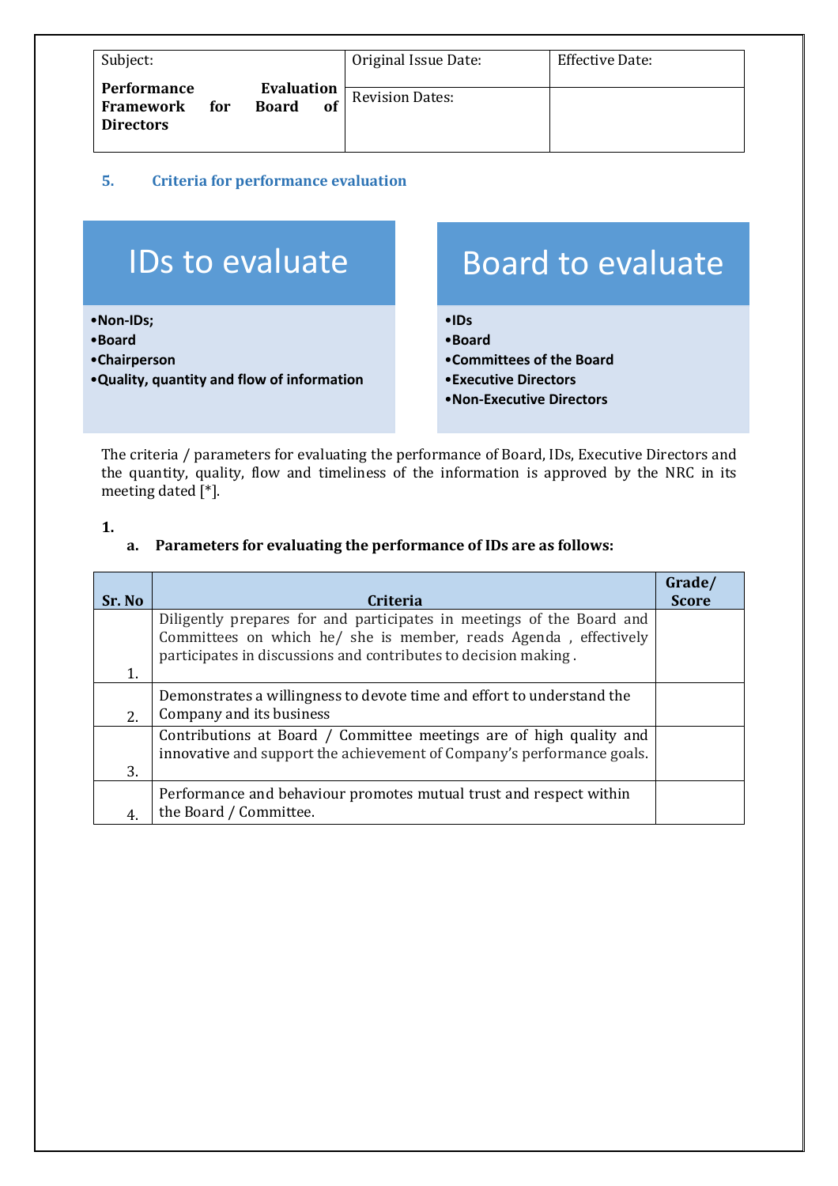| Subject: | Original Issue Date: | Effective Date: |
|---|---|---|
| **Performance Evaluation Framework for Board of Directors** | Revision Dates: | |

## 5. Criteria for performance evaluation

**IDs to evaluate**

- **Non-IDs;**
- **Board**
- **Chairperson**
- **Quality, quantity and flow of information**

**Board to evaluate**

- **IDs**
- **Board**
- **Committees of the Board**
- **Executive Directors**
- **Non-Executive Directors**

The criteria / parameters for evaluating the performance of Board, IDs, Executive Directors and the quantity, quality, flow and timeliness of the information is approved by the NRC in its meeting dated [*].

**1.**

**a. Parameters for evaluating the performance of IDs are as follows:**

| Sr. No | Criteria | Grade/ Score |
|---|---|---|
| 1. | Diligently prepares for and participates in meetings of the Board and Committees on which he/ she is member, reads Agenda , effectively participates in discussions and contributes to decision making . | |
| 2. | Demonstrates a willingness to devote time and effort to understand the Company and its business | |
| 3. | Contributions at Board / Committee meetings are of high quality and innovative and support the achievement of Company's performance goals. | |
| 4. | Performance and behaviour promotes mutual trust and respect within the Board / Committee. | |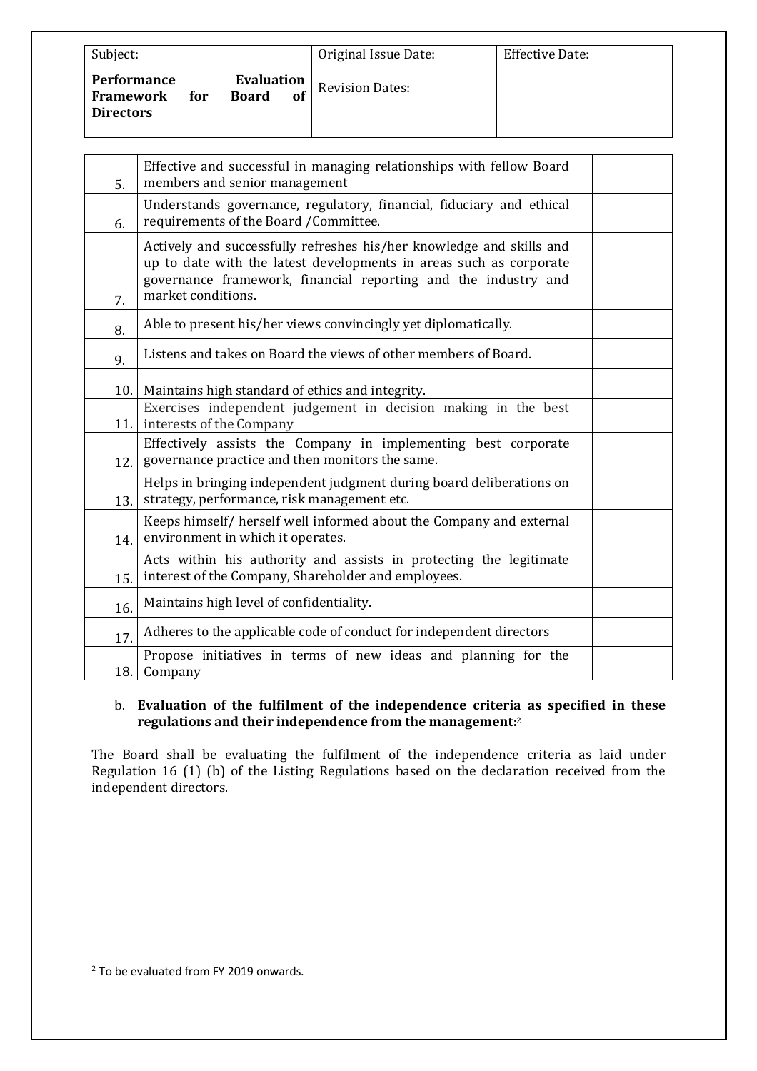| Subject: | Original Issue Date: | Effective Date: |
|---|---|---|
| **Performance Evaluation Framework for Board of Directors** | Revision Dates: | |

| | | |
|---|---|---|
| 5. | Effective and successful in managing relationships with fellow Board members and senior management | |
| 6. | Understands governance, regulatory, financial, fiduciary and ethical requirements of the Board /Committee. | |
| 7. | Actively and successfully refreshes his/her knowledge and skills and up to date with the latest developments in areas such as corporate governance framework, financial reporting and the industry and market conditions. | |
| 8. | Able to present his/her views convincingly yet diplomatically. | |
| 9. | Listens and takes on Board the views of other members of Board. | |
| 10. | Maintains high standard of ethics and integrity. | |
| 11. | Exercises independent judgement in decision making in the best interests of the Company | |
| 12. | Effectively assists the Company in implementing best corporate governance practice and then monitors the same. | |
| 13. | Helps in bringing independent judgment during board deliberations on strategy, performance, risk management etc. | |
| 14. | Keeps himself/ herself well informed about the Company and external environment in which it operates. | |
| 15. | Acts within his authority and assists in protecting the legitimate interest of the Company, Shareholder and employees. | |
| 16. | Maintains high level of confidentiality. | |
| 17. | Adheres to the applicable code of conduct for independent directors | |
| 18. | Propose initiatives in terms of new ideas and planning for the Company | |

b. **Evaluation of the fulfilment of the independence criteria as specified in these regulations and their independence from the management:**[2]

The Board shall be evaluating the fulfilment of the independence criteria as laid under Regulation 16 (1) (b) of the Listing Regulations based on the declaration received from the independent directors.

[2] To be evaluated from FY 2019 onwards.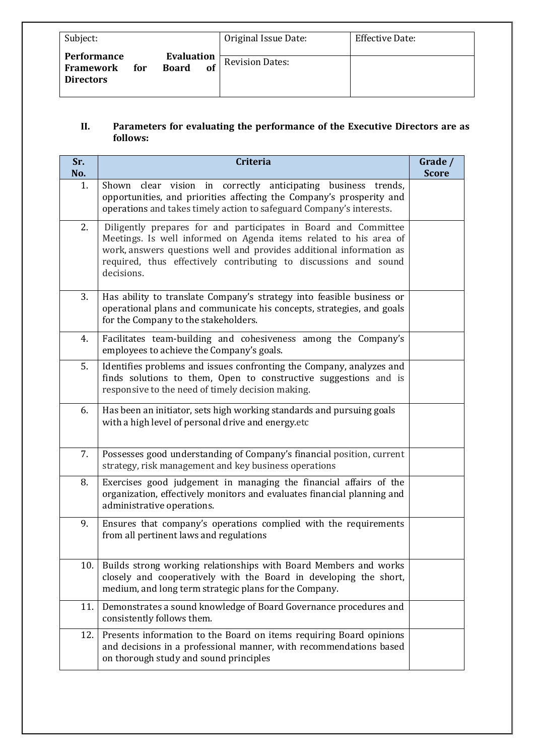| Subject: | Original Issue Date: | Effective Date: |
| --- | --- | --- |
| **Performance Evaluation Framework for Board of Directors** | Revision Dates: | |

## II. Parameters for evaluating the performance of the Executive Directors are as follows:

| Sr. No. | Criteria | Grade / Score |
| --- | --- | --- |
| 1. | Shown clear vision in correctly anticipating business trends, opportunities, and priorities affecting the Company's prosperity and operations and takes timely action to safeguard Company's interests. | |
| 2. | Diligently prepares for and participates in Board and Committee Meetings. Is well informed on Agenda items related to his area of work, answers questions well and provides additional information as required, thus effectively contributing to discussions and sound decisions. | |
| 3. | Has ability to translate Company's strategy into feasible business or operational plans and communicate his concepts, strategies, and goals for the Company to the stakeholders. | |
| 4. | Facilitates team-building and cohesiveness among the Company's employees to achieve the Company's goals. | |
| 5. | Identifies problems and issues confronting the Company, analyzes and finds solutions to them, Open to constructive suggestions and is responsive to the need of timely decision making. | |
| 6. | Has been an initiator, sets high working standards and pursuing goals with a high level of personal drive and energy.etc | |
| 7. | Possesses good understanding of Company's financial position, current strategy, risk management and key business operations | |
| 8. | Exercises good judgement in managing the financial affairs of the organization, effectively monitors and evaluates financial planning and administrative operations. | |
| 9. | Ensures that company's operations complied with the requirements from all pertinent laws and regulations | |
| 10. | Builds strong working relationships with Board Members and works closely and cooperatively with the Board in developing the short, medium, and long term strategic plans for the Company. | |
| 11. | Demonstrates a sound knowledge of Board Governance procedures and consistently follows them. | |
| 12. | Presents information to the Board on items requiring Board opinions and decisions in a professional manner, with recommendations based on thorough study and sound principles | |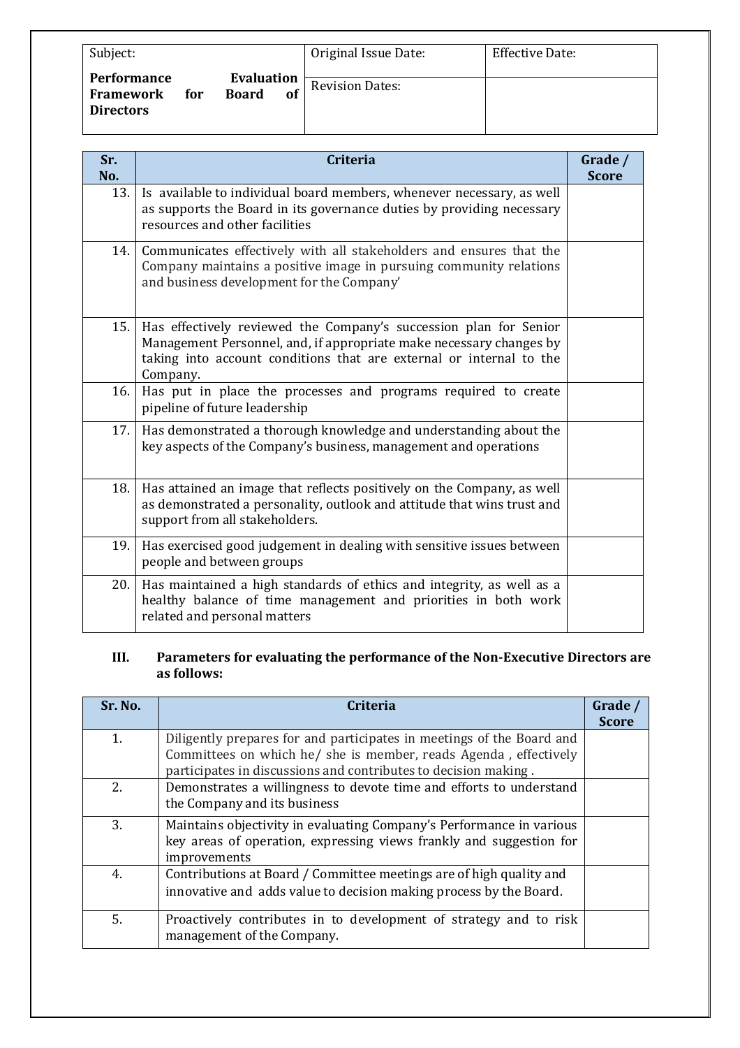| Subject: | Original Issue Date: | Effective Date: |
|---|---|---|
| **Performance Evaluation Framework for Board of Directors** | Revision Dates: | |

| Sr. No. | Criteria | Grade / Score |
|---|---|---|
| 13. | Is available to individual board members, whenever necessary, as well as supports the Board in its governance duties by providing necessary resources and other facilities | |
| 14. | Communicates effectively with all stakeholders and ensures that the Company maintains a positive image in pursuing community relations and business development for the Company' | |
| 15. | Has effectively reviewed the Company's succession plan for Senior Management Personnel, and, if appropriate make necessary changes by taking into account conditions that are external or internal to the Company. | |
| 16. | Has put in place the processes and programs required to create pipeline of future leadership | |
| 17. | Has demonstrated a thorough knowledge and understanding about the key aspects of the Company's business, management and operations | |
| 18. | Has attained an image that reflects positively on the Company, as well as demonstrated a personality, outlook and attitude that wins trust and support from all stakeholders. | |
| 19. | Has exercised good judgement in dealing with sensitive issues between people and between groups | |
| 20. | Has maintained a high standards of ethics and integrity, as well as a healthy balance of time management and priorities in both work related and personal matters | |

**III. Parameters for evaluating the performance of the Non-Executive Directors are as follows:**

| Sr. No. | Criteria | Grade / Score |
|---|---|---|
| 1. | Diligently prepares for and participates in meetings of the Board and Committees on which he/ she is member, reads Agenda , effectively participates in discussions and contributes to decision making . | |
| 2. | Demonstrates a willingness to devote time and efforts to understand the Company and its business | |
| 3. | Maintains objectivity in evaluating Company's Performance in various key areas of operation, expressing views frankly and suggestion for improvements | |
| 4. | Contributions at Board / Committee meetings are of high quality and innovative and adds value to decision making process by the Board. | |
| 5. | Proactively contributes in to development of strategy and to risk management of the Company. | |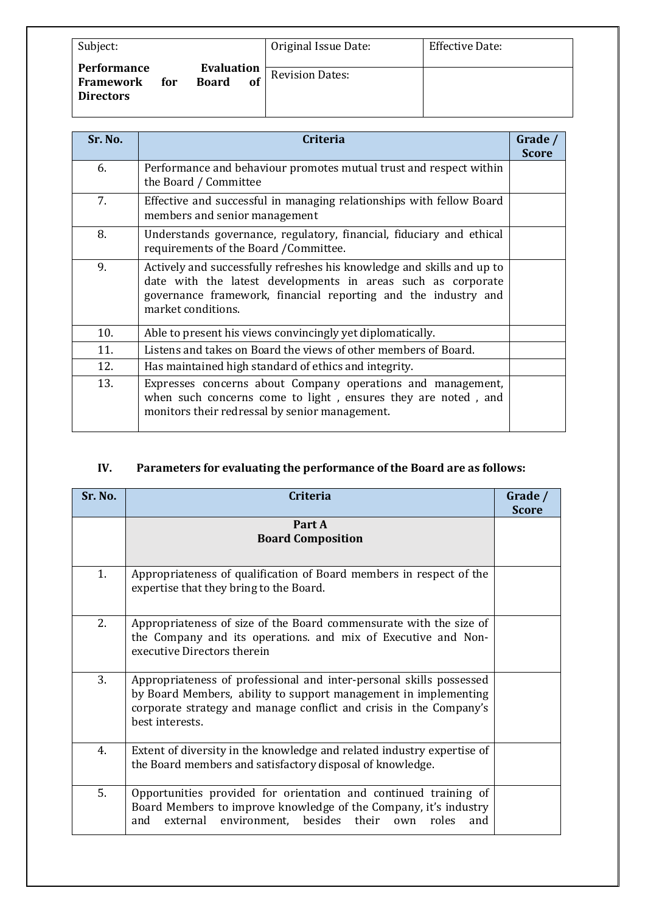| Subject: | Original Issue Date: | Effective Date: |
|---|---|---|
| **Performance Evaluation Framework for Board of Directors** | Revision Dates: | |

| Sr. No. | Criteria | Grade / Score |
|---|---|---|
| 6. | Performance and behaviour promotes mutual trust and respect within the Board / Committee | |
| 7. | Effective and successful in managing relationships with fellow Board members and senior management | |
| 8. | Understands governance, regulatory, financial, fiduciary and ethical requirements of the Board /Committee. | |
| 9. | Actively and successfully refreshes his knowledge and skills and up to date with the latest developments in areas such as corporate governance framework, financial reporting and the industry and market conditions. | |
| 10. | Able to present his views convincingly yet diplomatically. | |
| 11. | Listens and takes on Board the views of other members of Board. | |
| 12. | Has maintained high standard of ethics and integrity. | |
| 13. | Expresses concerns about Company operations and management, when such concerns come to light , ensures they are noted , and monitors their redressal by senior management. | |

### IV. Parameters for evaluating the performance of the Board are as follows:

| Sr. No. | Criteria | Grade / Score |
|---|---|---|
| | **Part A**<br>**Board Composition** | |
| 1. | Appropriateness of qualification of Board members in respect of the expertise that they bring to the Board. | |
| 2. | Appropriateness of size of the Board commensurate with the size of the Company and its operations. and mix of Executive and Non-executive Directors therein | |
| 3. | Appropriateness of professional and inter-personal skills possessed by Board Members, ability to support management in implementing corporate strategy and manage conflict and crisis in the Company's best interests. | |
| 4. | Extent of diversity in the knowledge and related industry expertise of the Board members and satisfactory disposal of knowledge. | |
| 5. | Opportunities provided for orientation and continued training of Board Members to improve knowledge of the Company, it's industry and external environment, besides their own roles and | |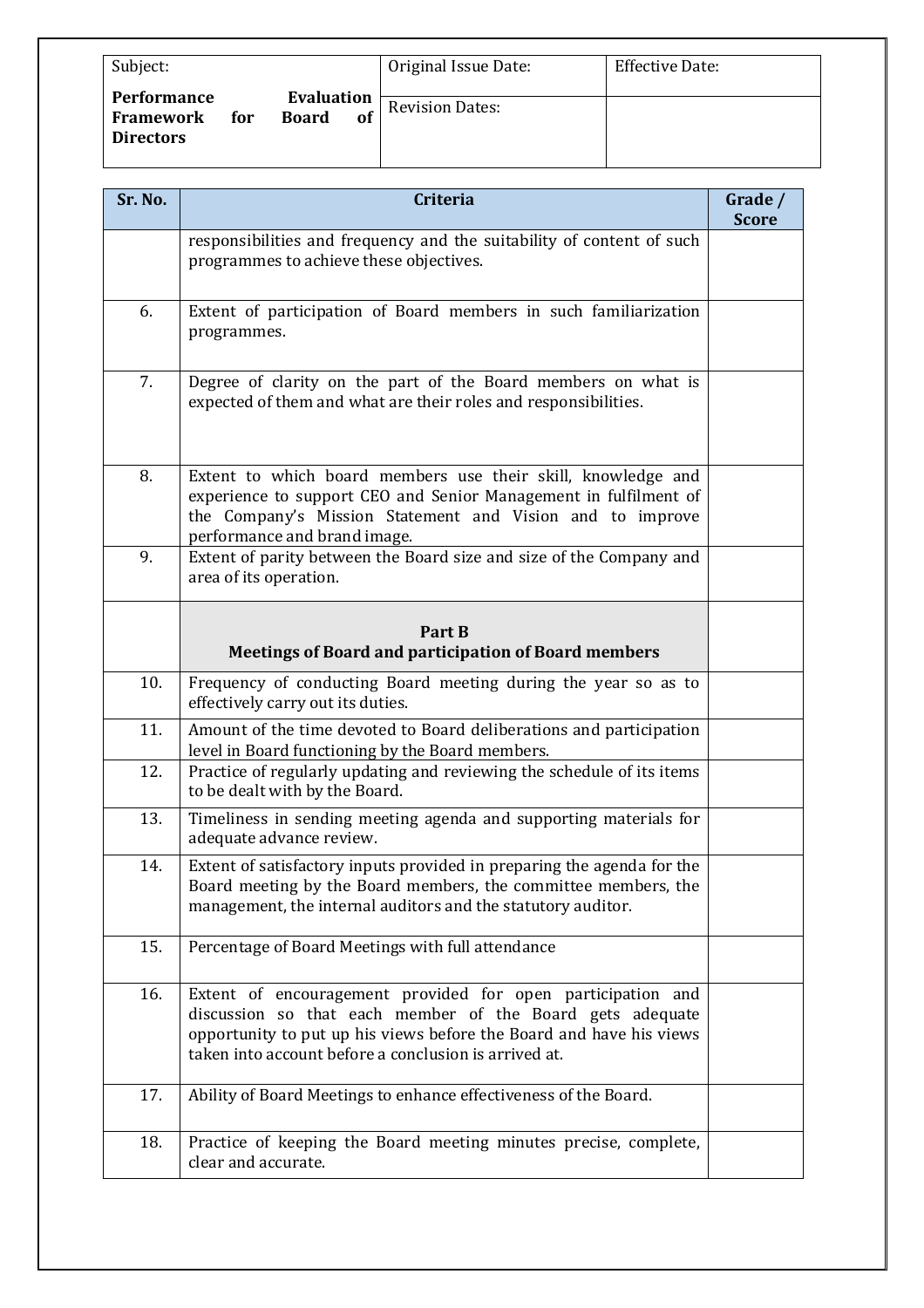| Subject: **Performance Evaluation Framework for Board of Directors** | Original Issue Date: | Effective Date: |
| --- | --- | --- |
| | Revision Dates: | |

| Sr. No. | Criteria | Grade / Score |
| --- | --- | --- |
| | responsibilities and frequency and the suitability of content of such programmes to achieve these objectives. | |
| 6. | Extent of participation of Board members in such familiarization programmes. | |
| 7. | Degree of clarity on the part of the Board members on what is expected of them and what are their roles and responsibilities. | |
| 8. | Extent to which board members use their skill, knowledge and experience to support CEO and Senior Management in fulfilment of the Company's Mission Statement and Vision and to improve performance and brand image. | |
| 9. | Extent of parity between the Board size and size of the Company and area of its operation. | |
| | **Part B** **Meetings of Board and participation of Board members** | |
| 10. | Frequency of conducting Board meeting during the year so as to effectively carry out its duties. | |
| 11. | Amount of the time devoted to Board deliberations and participation level in Board functioning by the Board members. | |
| 12. | Practice of regularly updating and reviewing the schedule of its items to be dealt with by the Board. | |
| 13. | Timeliness in sending meeting agenda and supporting materials for adequate advance review. | |
| 14. | Extent of satisfactory inputs provided in preparing the agenda for the Board meeting by the Board members, the committee members, the management, the internal auditors and the statutory auditor. | |
| 15. | Percentage of Board Meetings with full attendance | |
| 16. | Extent of encouragement provided for open participation and discussion so that each member of the Board gets adequate opportunity to put up his views before the Board and have his views taken into account before a conclusion is arrived at. | |
| 17. | Ability of Board Meetings to enhance effectiveness of the Board. | |
| 18. | Practice of keeping the Board meeting minutes precise, complete, clear and accurate. | |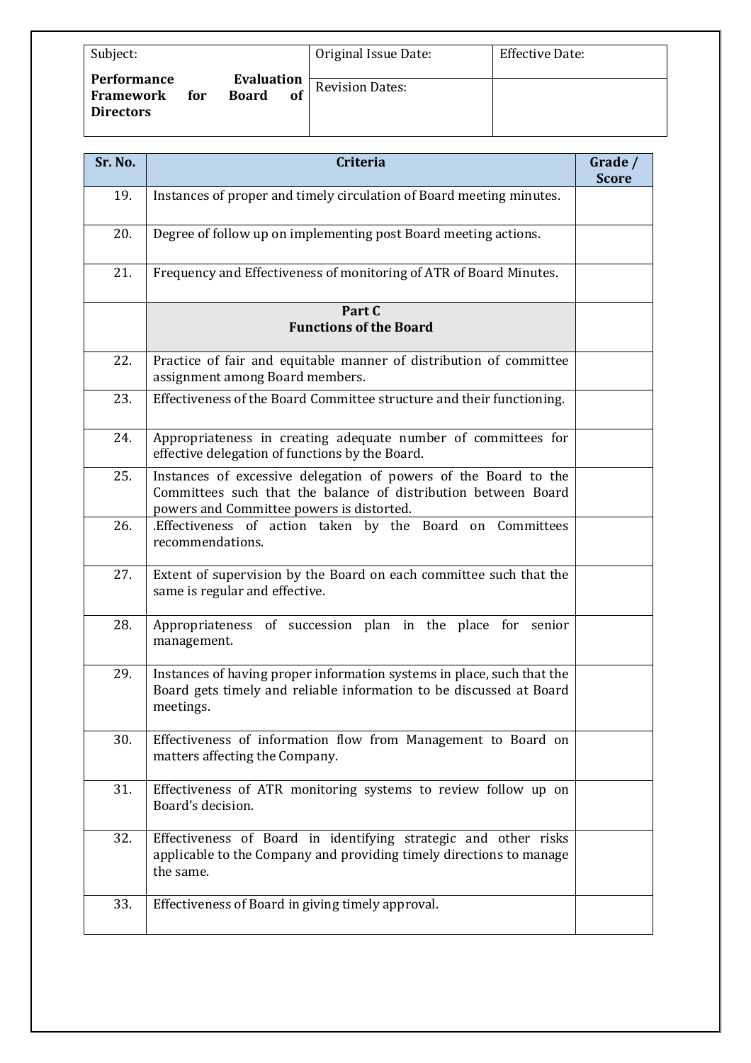| Subject: **Performance Evaluation Framework for Board of Directors** | Original Issue Date: | Effective Date: |
|---|---|---|
| | Revision Dates: | |

| Sr. No. | Criteria | Grade / Score |
|---|---|---|
| 19. | Instances of proper and timely circulation of Board meeting minutes. | |
| 20. | Degree of follow up on implementing post Board meeting actions. | |
| 21. | Frequency and Effectiveness of monitoring of ATR of Board Minutes. | |
| | **Part C**<br>**Functions of the Board** | |
| 22. | Practice of fair and equitable manner of distribution of committee assignment among Board members. | |
| 23. | Effectiveness of the Board Committee structure and their functioning. | |
| 24. | Appropriateness in creating adequate number of committees for effective delegation of functions by the Board. | |
| 25. | Instances of excessive delegation of powers of the Board to the Committees such that the balance of distribution between Board powers and Committee powers is distorted. | |
| 26. | .Effectiveness of action taken by the Board on Committees recommendations. | |
| 27. | Extent of supervision by the Board on each committee such that the same is regular and effective. | |
| 28. | Appropriateness of succession plan in the place for senior management. | |
| 29. | Instances of having proper information systems in place, such that the Board gets timely and reliable information to be discussed at Board meetings. | |
| 30. | Effectiveness of information flow from Management to Board on matters affecting the Company. | |
| 31. | Effectiveness of ATR monitoring systems to review follow up on Board's decision. | |
| 32. | Effectiveness of Board in identifying strategic and other risks applicable to the Company and providing timely directions to manage the same. | |
| 33. | Effectiveness of Board in giving timely approval. | |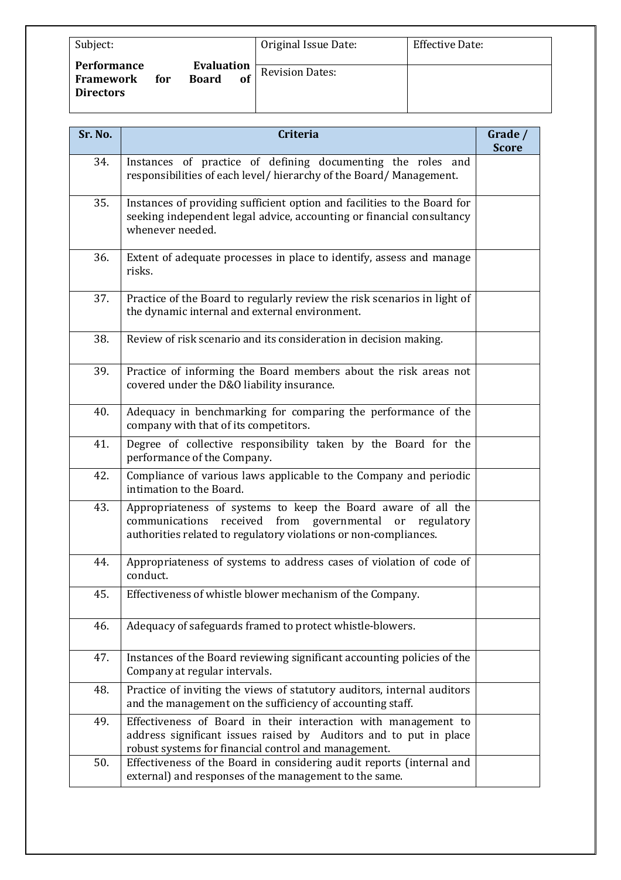| Subject: **Performance Evaluation Framework for Board of Directors** | Original Issue Date: | Effective Date: |
|---|---|---|
| | Revision Dates: | |

| Sr. No. | Criteria | Grade / Score |
|---|---|---|
| 34. | Instances of practice of defining documenting the roles and responsibilities of each level/ hierarchy of the Board/ Management. | |
| 35. | Instances of providing sufficient option and facilities to the Board for seeking independent legal advice, accounting or financial consultancy whenever needed. | |
| 36. | Extent of adequate processes in place to identify, assess and manage risks. | |
| 37. | Practice of the Board to regularly review the risk scenarios in light of the dynamic internal and external environment. | |
| 38. | Review of risk scenario and its consideration in decision making. | |
| 39. | Practice of informing the Board members about the risk areas not covered under the D&O liability insurance. | |
| 40. | Adequacy in benchmarking for comparing the performance of the company with that of its competitors. | |
| 41. | Degree of collective responsibility taken by the Board for the performance of the Company. | |
| 42. | Compliance of various laws applicable to the Company and periodic intimation to the Board. | |
| 43. | Appropriateness of systems to keep the Board aware of all the communications received from governmental or regulatory authorities related to regulatory violations or non-compliances. | |
| 44. | Appropriateness of systems to address cases of violation of code of conduct. | |
| 45. | Effectiveness of whistle blower mechanism of the Company. | |
| 46. | Adequacy of safeguards framed to protect whistle-blowers. | |
| 47. | Instances of the Board reviewing significant accounting policies of the Company at regular intervals. | |
| 48. | Practice of inviting the views of statutory auditors, internal auditors and the management on the sufficiency of accounting staff. | |
| 49. | Effectiveness of Board in their interaction with management to address significant issues raised by Auditors and to put in place robust systems for financial control and management. | |
| 50. | Effectiveness of the Board in considering audit reports (internal and external) and responses of the management to the same. | |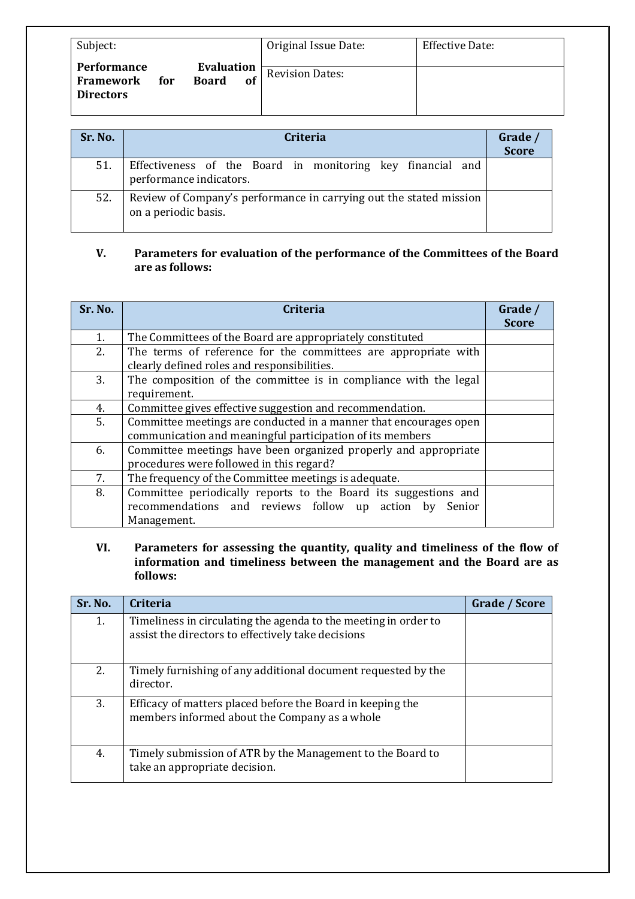| Subject: **Performance Evaluation Framework for Board of Directors** | Original Issue Date: | Effective Date: |
|---|---|---|
| | Revision Dates: | |

| Sr. No. | Criteria | Grade / Score |
|---|---|---|
| 51. | Effectiveness of the Board in monitoring key financial and performance indicators. | |
| 52. | Review of Company's performance in carrying out the stated mission on a periodic basis. | |

## V. Parameters for evaluation of the performance of the Committees of the Board are as follows:

| Sr. No. | Criteria | Grade / Score |
|---|---|---|
| 1. | The Committees of the Board are appropriately constituted | |
| 2. | The terms of reference for the committees are appropriate with clearly defined roles and responsibilities. | |
| 3. | The composition of the committee is in compliance with the legal requirement. | |
| 4. | Committee gives effective suggestion and recommendation. | |
| 5. | Committee meetings are conducted in a manner that encourages open communication and meaningful participation of its members | |
| 6. | Committee meetings have been organized properly and appropriate procedures were followed in this regard? | |
| 7. | The frequency of the Committee meetings is adequate. | |
| 8. | Committee periodically reports to the Board its suggestions and recommendations and reviews follow up action by Senior Management. | |

## VI. Parameters for assessing the quantity, quality and timeliness of the flow of information and timeliness between the management and the Board are as follows:

| Sr. No. | Criteria | Grade / Score |
|---|---|---|
| 1. | Timeliness in circulating the agenda to the meeting in order to assist the directors to effectively take decisions | |
| 2. | Timely furnishing of any additional document requested by the director. | |
| 3. | Efficacy of matters placed before the Board in keeping the members informed about the Company as a whole | |
| 4. | Timely submission of ATR by the Management to the Board to take an appropriate decision. | |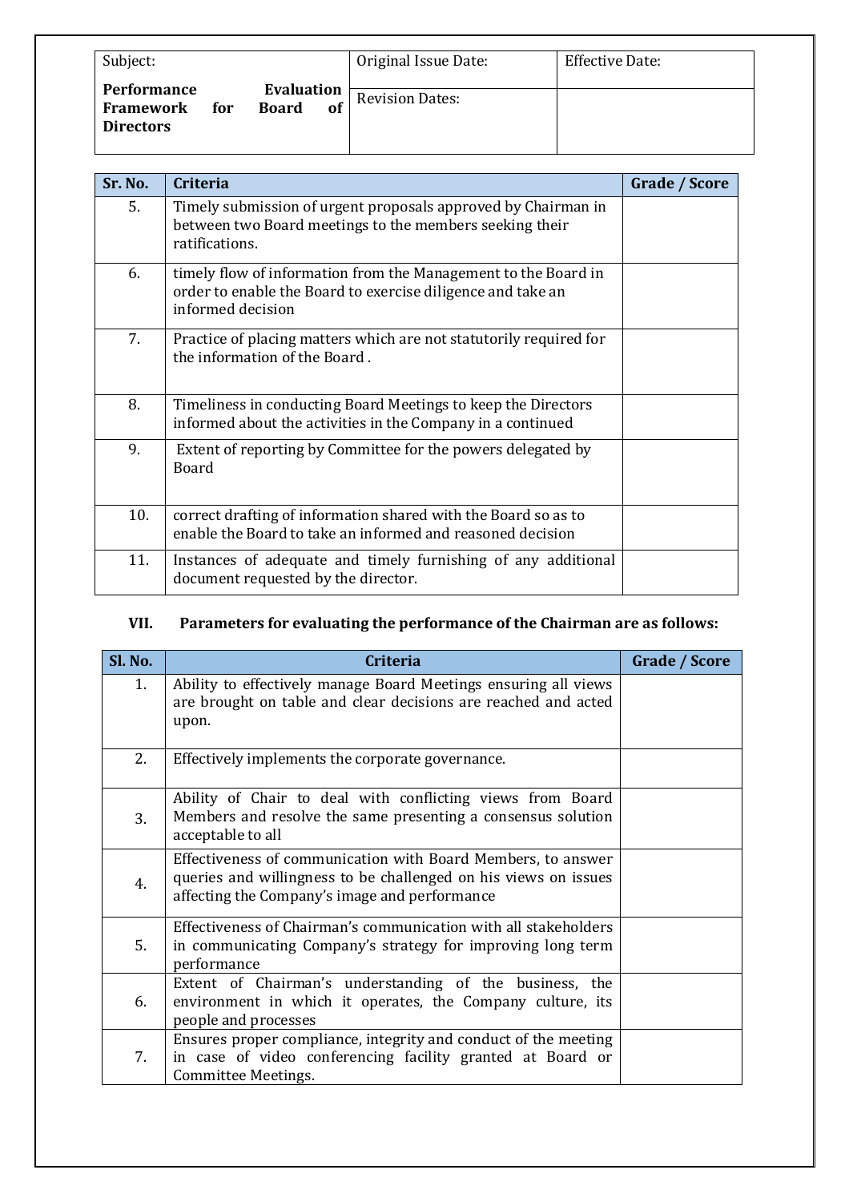| Subject: | Original Issue Date: | Effective Date: |
| --- | --- | --- |
| **Performance Evaluation Framework for Board of Directors** | Revision Dates: | |

| Sr. No. | Criteria | Grade / Score |
| --- | --- | --- |
| 5. | Timely submission of urgent proposals approved by Chairman in between two Board meetings to the members seeking their ratifications. | |
| 6. | timely flow of information from the Management to the Board in order to enable the Board to exercise diligence and take an informed decision | |
| 7. | Practice of placing matters which are not statutorily required for the information of the Board . | |
| 8. | Timeliness in conducting Board Meetings to keep the Directors informed about the activities in the Company in a continued | |
| 9. | Extent of reporting by Committee for the powers delegated by Board | |
| 10. | correct drafting of information shared with the Board so as to enable the Board to take an informed and reasoned decision | |
| 11. | Instances of adequate and timely furnishing of any additional document requested by the director. | |

## VII. Parameters for evaluating the performance of the Chairman are as follows:

| Sl. No. | Criteria | Grade / Score |
| --- | --- | --- |
| 1. | Ability to effectively manage Board Meetings ensuring all views are brought on table and clear decisions are reached and acted upon. | |
| 2. | Effectively implements the corporate governance. | |
| 3. | Ability of Chair to deal with conflicting views from Board Members and resolve the same presenting a consensus solution acceptable to all | |
| 4. | Effectiveness of communication with Board Members, to answer queries and willingness to be challenged on his views on issues affecting the Company's image and performance | |
| 5. | Effectiveness of Chairman's communication with all stakeholders in communicating Company's strategy for improving long term performance | |
| 6. | Extent of Chairman's understanding of the business, the environment in which it operates, the Company culture, its people and processes | |
| 7. | Ensures proper compliance, integrity and conduct of the meeting in case of video conferencing facility granted at Board or Committee Meetings. | |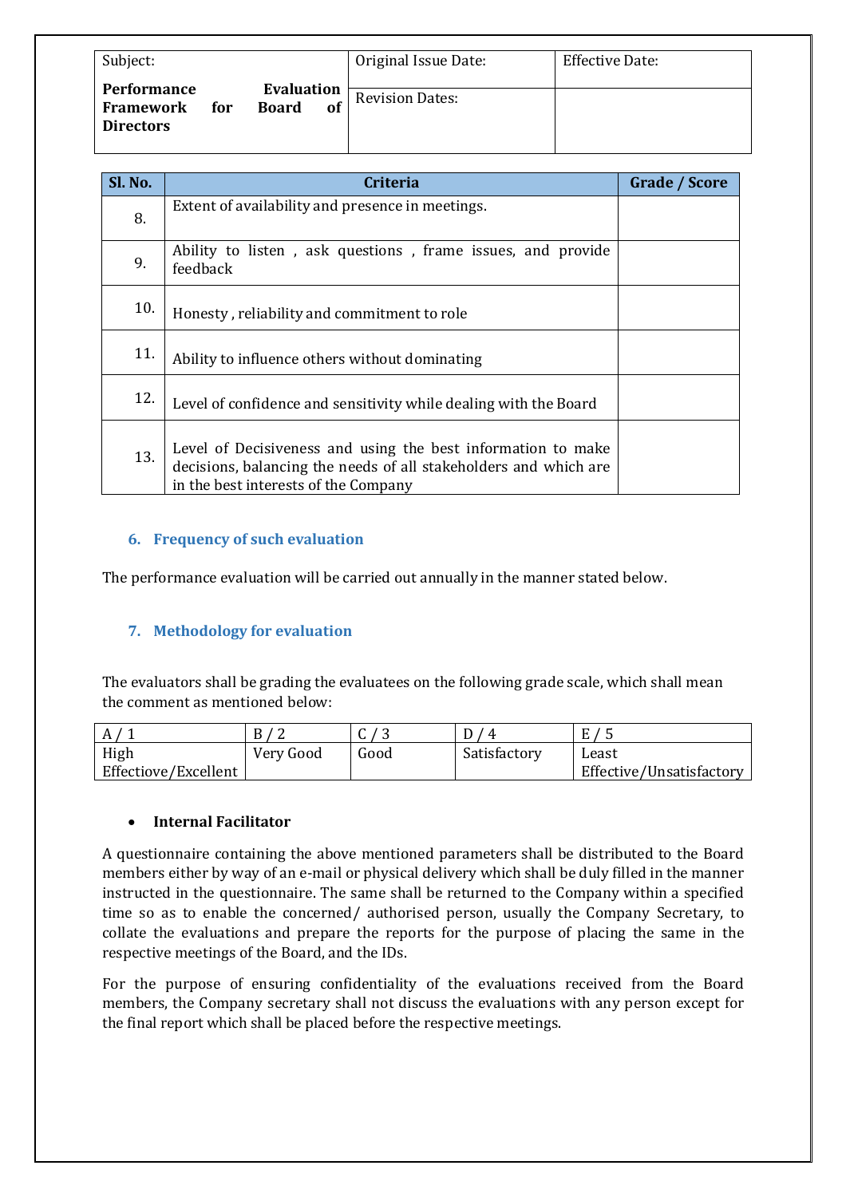| Subject: **Performance Evaluation Framework for Board of Directors** | Original Issue Date: | Effective Date: |
|---|---|---|
| | Revision Dates: | |

| Sl. No. | Criteria | Grade / Score |
|---|---|---|
| 8. | Extent of availability and presence in meetings. | |
| 9. | Ability to listen , ask questions , frame issues, and provide feedback | |
| 10. | Honesty , reliability and commitment to role | |
| 11. | Ability to influence others without dominating | |
| 12. | Level of confidence and sensitivity while dealing with the Board | |
| 13. | Level of Decisiveness and using the best information to make decisions, balancing the needs of all stakeholders and which are in the best interests of the Company | |

## 6. Frequency of such evaluation

The performance evaluation will be carried out annually in the manner stated below.

## 7. Methodology for evaluation

The evaluators shall be grading the evaluatees on the following grade scale, which shall mean the comment as mentioned below:

| A / 1 | B / 2 | C / 3 | D / 4 | E / 5 |
|---|---|---|---|---|
| High Effectiove/Excellent | Very Good | Good | Satisfactory | Least Effective/Unsatisfactory |

- **Internal Facilitator**

A questionnaire containing the above mentioned parameters shall be distributed to the Board members either by way of an e-mail or physical delivery which shall be duly filled in the manner instructed in the questionnaire. The same shall be returned to the Company within a specified time so as to enable the concerned/ authorised person, usually the Company Secretary, to collate the evaluations and prepare the reports for the purpose of placing the same in the respective meetings of the Board, and the IDs.

For the purpose of ensuring confidentiality of the evaluations received from the Board members, the Company secretary shall not discuss the evaluations with any person except for the final report which shall be placed before the respective meetings.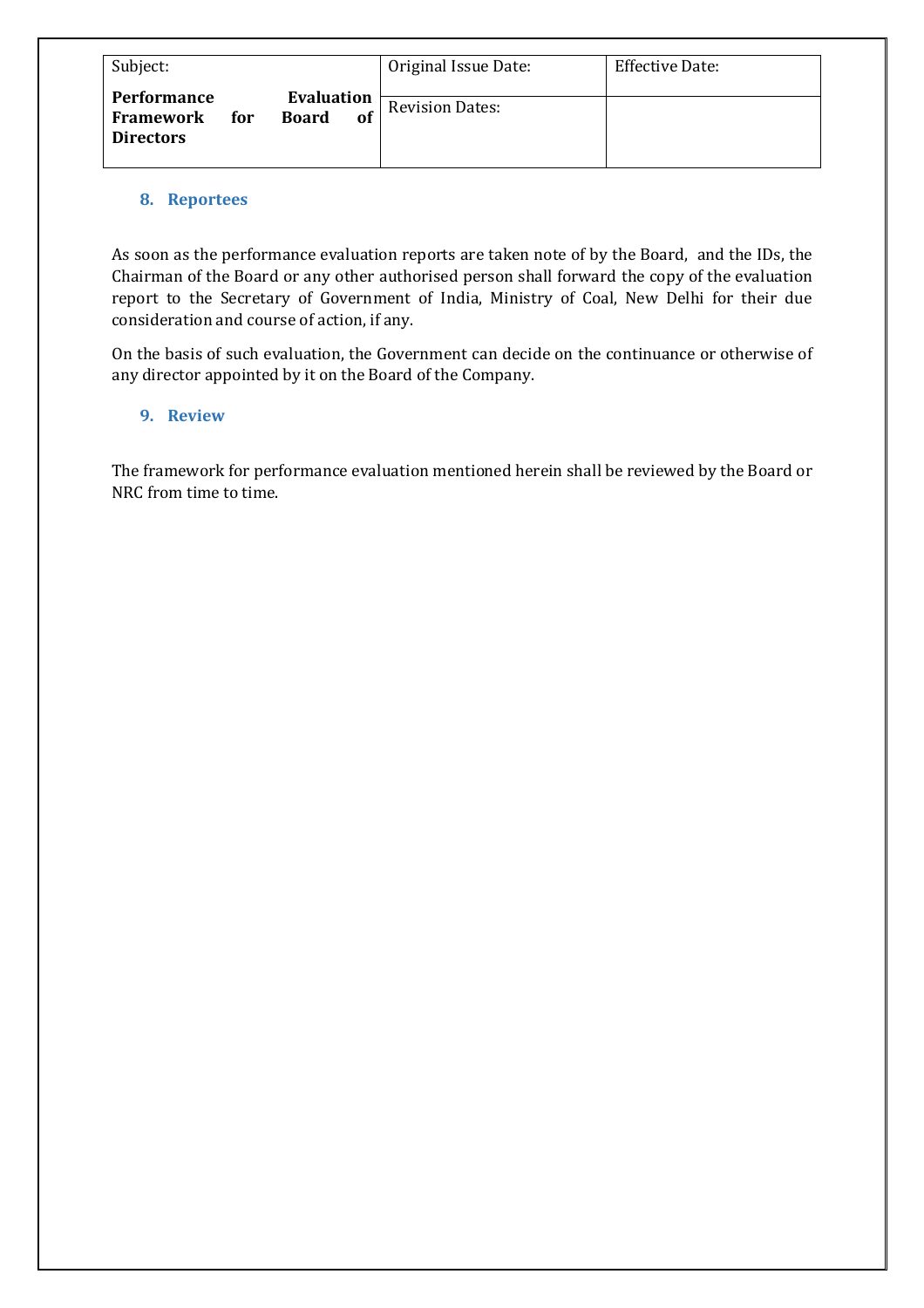## 8. Reportees

As soon as the performance evaluation reports are taken note of by the Board, and the IDs, the Chairman of the Board or any other authorised person shall forward the copy of the evaluation report to the Secretary of Government of India, Ministry of Coal, New Delhi for their due consideration and course of action, if any.

On the basis of such evaluation, the Government can decide on the continuance or otherwise of any director appointed by it on the Board of the Company.

## 9. Review

The framework for performance evaluation mentioned herein shall be reviewed by the Board or NRC from time to time.